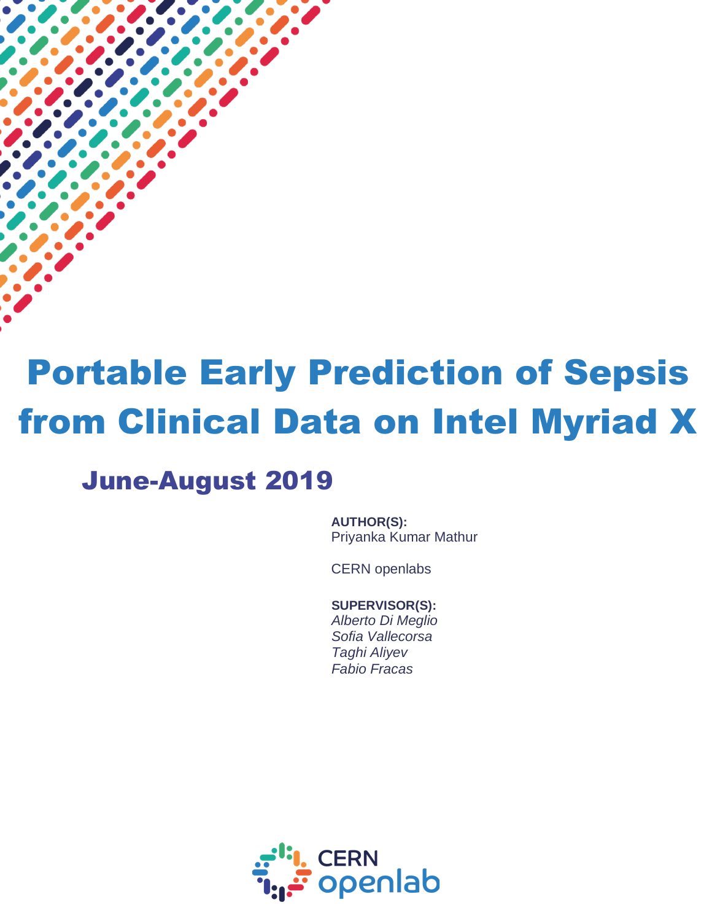# Portable Early Prediction of Sepsis from Clinical Data on Intel Myriad X

## June-August 2019

**AUTHOR(S):**
Priyanka Kumar Mathur

CERN openlabs

**SUPERVISOR(S):**
*Alberto Di Meglio*
*Sofia Vallecorsa*
*Taghi Aliyev*
*Fabio Fracas*

CERN openlab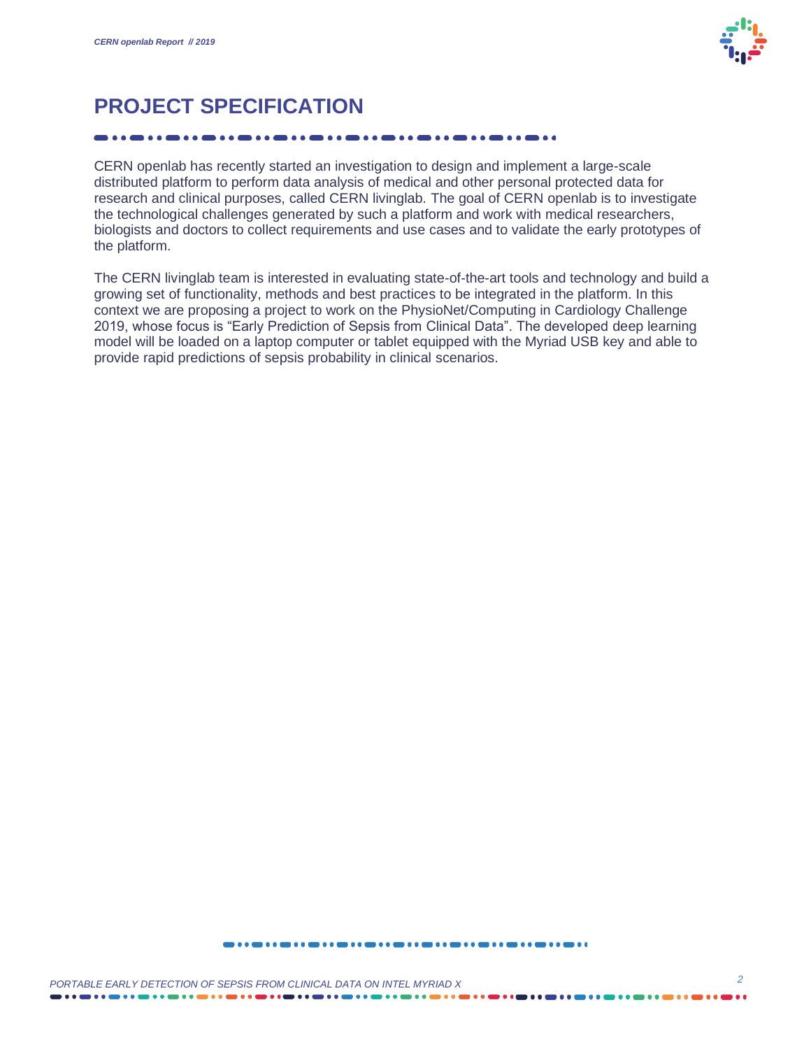# PROJECT SPECIFICATION

CERN openlab has recently started an investigation to design and implement a large-scale distributed platform to perform data analysis of medical and other personal protected data for research and clinical purposes, called CERN livinglab. The goal of CERN openlab is to investigate the technological challenges generated by such a platform and work with medical researchers, biologists and doctors to collect requirements and use cases and to validate the early prototypes of the platform.

The CERN livinglab team is interested in evaluating state-of-the-art tools and technology and build a growing set of functionality, methods and best practices to be integrated in the platform. In this context we are proposing a project to work on the PhysioNet/Computing in Cardiology Challenge 2019, whose focus is "Early Prediction of Sepsis from Clinical Data". The developed deep learning model will be loaded on a laptop computer or tablet equipped with the Myriad USB key and able to provide rapid predictions of sepsis probability in clinical scenarios.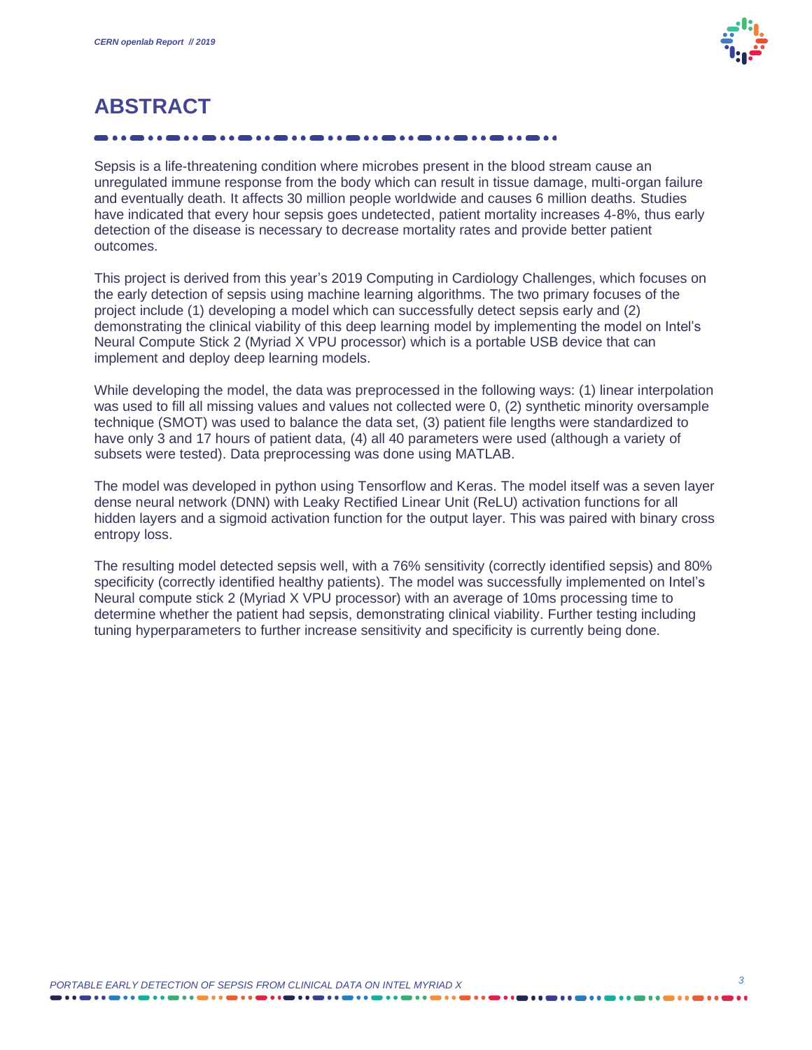# ABSTRACT

Sepsis is a life-threatening condition where microbes present in the blood stream cause an unregulated immune response from the body which can result in tissue damage, multi-organ failure and eventually death. It affects 30 million people worldwide and causes 6 million deaths. Studies have indicated that every hour sepsis goes undetected, patient mortality increases 4-8%, thus early detection of the disease is necessary to decrease mortality rates and provide better patient outcomes.

This project is derived from this year's 2019 Computing in Cardiology Challenges, which focuses on the early detection of sepsis using machine learning algorithms. The two primary focuses of the project include (1) developing a model which can successfully detect sepsis early and (2) demonstrating the clinical viability of this deep learning model by implementing the model on Intel's Neural Compute Stick 2 (Myriad X VPU processor) which is a portable USB device that can implement and deploy deep learning models.

While developing the model, the data was preprocessed in the following ways: (1) linear interpolation was used to fill all missing values and values not collected were 0, (2) synthetic minority oversample technique (SMOT) was used to balance the data set, (3) patient file lengths were standardized to have only 3 and 17 hours of patient data, (4) all 40 parameters were used (although a variety of subsets were tested). Data preprocessing was done using MATLAB.

The model was developed in python using Tensorflow and Keras. The model itself was a seven layer dense neural network (DNN) with Leaky Rectified Linear Unit (ReLU) activation functions for all hidden layers and a sigmoid activation function for the output layer. This was paired with binary cross entropy loss.

The resulting model detected sepsis well, with a 76% sensitivity (correctly identified sepsis) and 80% specificity (correctly identified healthy patients). The model was successfully implemented on Intel's Neural compute stick 2 (Myriad X VPU processor) with an average of 10ms processing time to determine whether the patient had sepsis, demonstrating clinical viability. Further testing including tuning hyperparameters to further increase sensitivity and specificity is currently being done.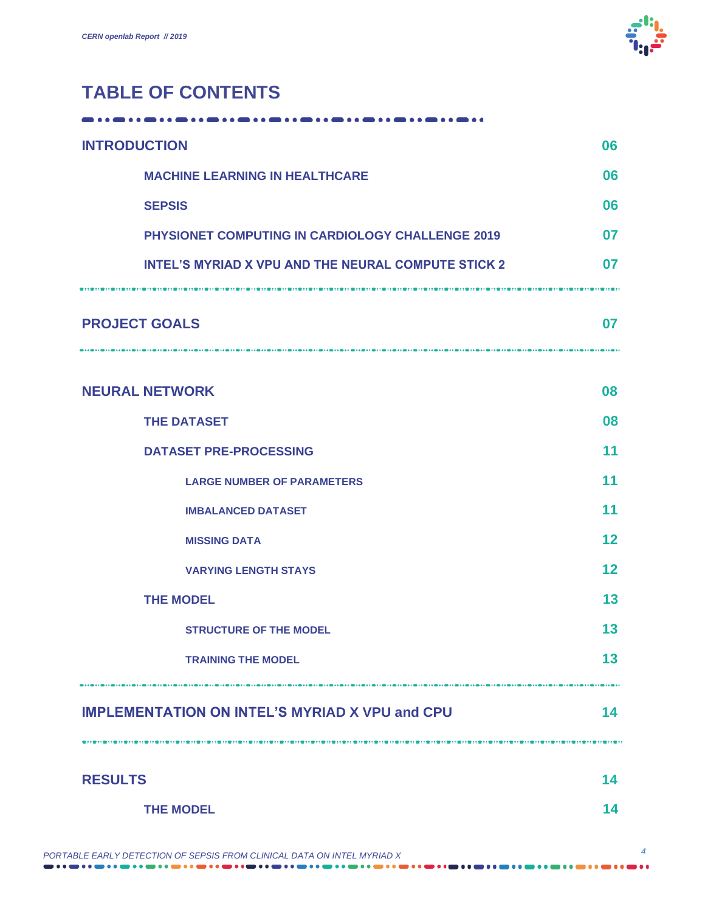# TABLE OF CONTENTS

| | |
|---|---|
| **INTRODUCTION** | 06 |
| MACHINE LEARNING IN HEALTHCARE | 06 |
| SEPSIS | 06 |
| PHYSIONET COMPUTING IN CARDIOLOGY CHALLENGE 2019 | 07 |
| INTEL'S MYRIAD X VPU AND THE NEURAL COMPUTE STICK 2 | 07 |
| **PROJECT GOALS** | 07 |
| **NEURAL NETWORK** | 08 |
| THE DATASET | 08 |
| DATASET PRE-PROCESSING | 11 |
| LARGE NUMBER OF PARAMETERS | 11 |
| IMBALANCED DATASET | 11 |
| MISSING DATA | 12 |
| VARYING LENGTH STAYS | 12 |
| THE MODEL | 13 |
| STRUCTURE OF THE MODEL | 13 |
| TRAINING THE MODEL | 13 |
| **IMPLEMENTATION ON INTEL'S MYRIAD X VPU and CPU** | 14 |
| **RESULTS** | 14 |
| THE MODEL | 14 |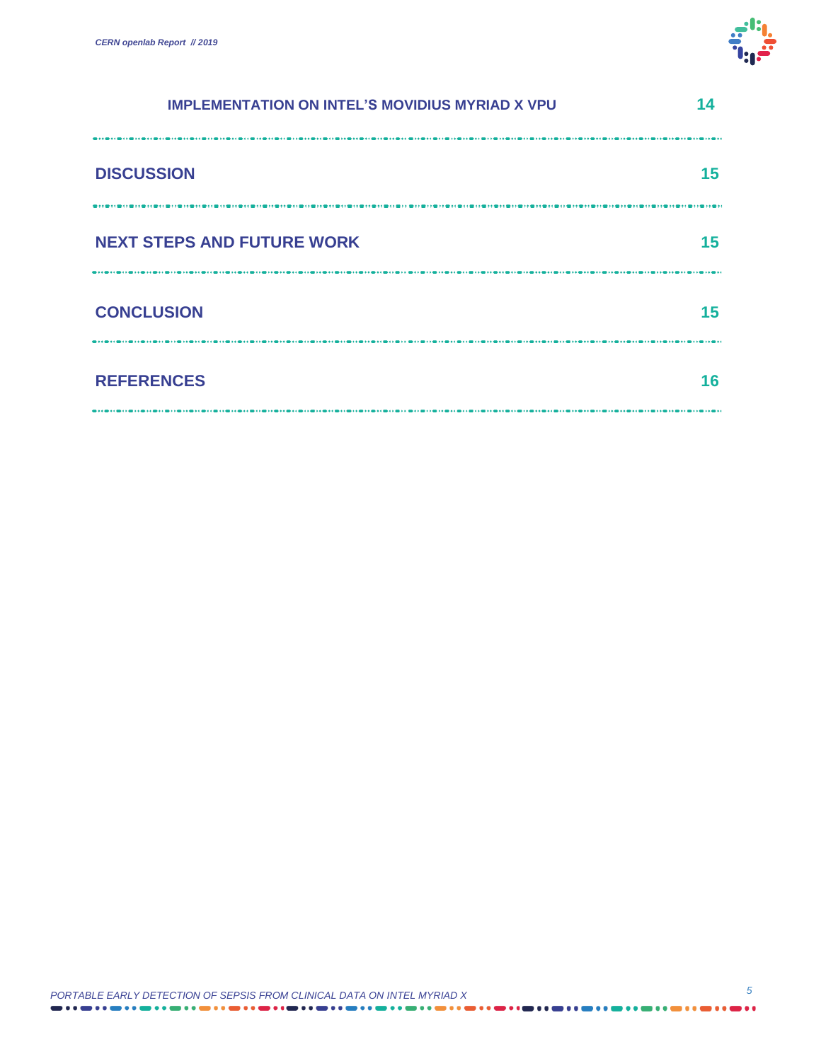| | |
|---|---|
| IMPLEMENTATION ON INTEL'S MOVIDIUS MYRIAD X VPU | 14 |
| **DISCUSSION** | **15** |
| **NEXT STEPS AND FUTURE WORK** | **15** |
| **CONCLUSION** | **15** |
| **REFERENCES** | **16** |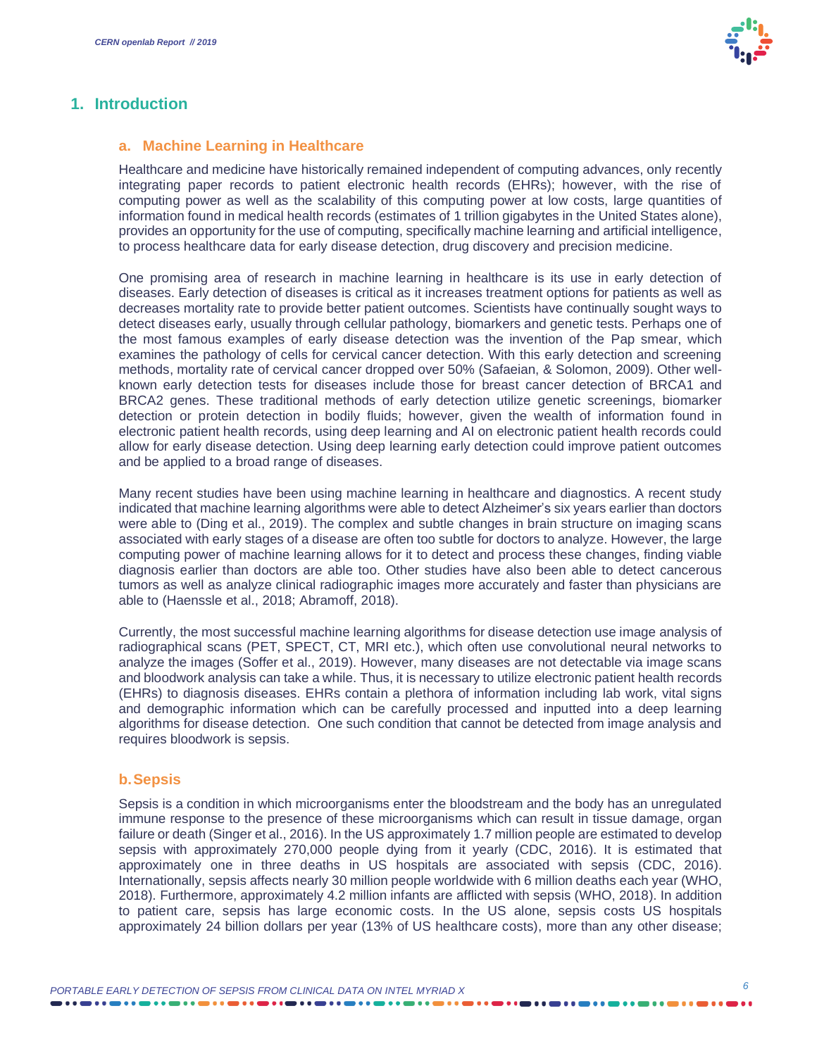## 1. Introduction

### a. Machine Learning in Healthcare

Healthcare and medicine have historically remained independent of computing advances, only recently integrating paper records to patient electronic health records (EHRs); however, with the rise of computing power as well as the scalability of this computing power at low costs, large quantities of information found in medical health records (estimates of 1 trillion gigabytes in the United States alone), provides an opportunity for the use of computing, specifically machine learning and artificial intelligence, to process healthcare data for early disease detection, drug discovery and precision medicine.

One promising area of research in machine learning in healthcare is its use in early detection of diseases. Early detection of diseases is critical as it increases treatment options for patients as well as decreases mortality rate to provide better patient outcomes. Scientists have continually sought ways to detect diseases early, usually through cellular pathology, biomarkers and genetic tests. Perhaps one of the most famous examples of early disease detection was the invention of the Pap smear, which examines the pathology of cells for cervical cancer detection. With this early detection and screening methods, mortality rate of cervical cancer dropped over 50% (Safaeian, & Solomon, 2009). Other well-known early detection tests for diseases include those for breast cancer detection of BRCA1 and BRCA2 genes. These traditional methods of early detection utilize genetic screenings, biomarker detection or protein detection in bodily fluids; however, given the wealth of information found in electronic patient health records, using deep learning and AI on electronic patient health records could allow for early disease detection. Using deep learning early detection could improve patient outcomes and be applied to a broad range of diseases.

Many recent studies have been using machine learning in healthcare and diagnostics. A recent study indicated that machine learning algorithms were able to detect Alzheimer's six years earlier than doctors were able to (Ding et al., 2019). The complex and subtle changes in brain structure on imaging scans associated with early stages of a disease are often too subtle for doctors to analyze. However, the large computing power of machine learning allows for it to detect and process these changes, finding viable diagnosis earlier than doctors are able too. Other studies have also been able to detect cancerous tumors as well as analyze clinical radiographic images more accurately and faster than physicians are able to (Haenssle et al., 2018; Abramoff, 2018).

Currently, the most successful machine learning algorithms for disease detection use image analysis of radiographical scans (PET, SPECT, CT, MRI etc.), which often use convolutional neural networks to analyze the images (Soffer et al., 2019). However, many diseases are not detectable via image scans and bloodwork analysis can take a while. Thus, it is necessary to utilize electronic patient health records (EHRs) to diagnosis diseases. EHRs contain a plethora of information including lab work, vital signs and demographic information which can be carefully processed and inputted into a deep learning algorithms for disease detection. One such condition that cannot be detected from image analysis and requires bloodwork is sepsis.

### b. Sepsis

Sepsis is a condition in which microorganisms enter the bloodstream and the body has an unregulated immune response to the presence of these microorganisms which can result in tissue damage, organ failure or death (Singer et al., 2016). In the US approximately 1.7 million people are estimated to develop sepsis with approximately 270,000 people dying from it yearly (CDC, 2016). It is estimated that approximately one in three deaths in US hospitals are associated with sepsis (CDC, 2016). Internationally, sepsis affects nearly 30 million people worldwide with 6 million deaths each year (WHO, 2018). Furthermore, approximately 4.2 million infants are afflicted with sepsis (WHO, 2018). In addition to patient care, sepsis has large economic costs. In the US alone, sepsis costs US hospitals approximately 24 billion dollars per year (13% of US healthcare costs), more than any other disease;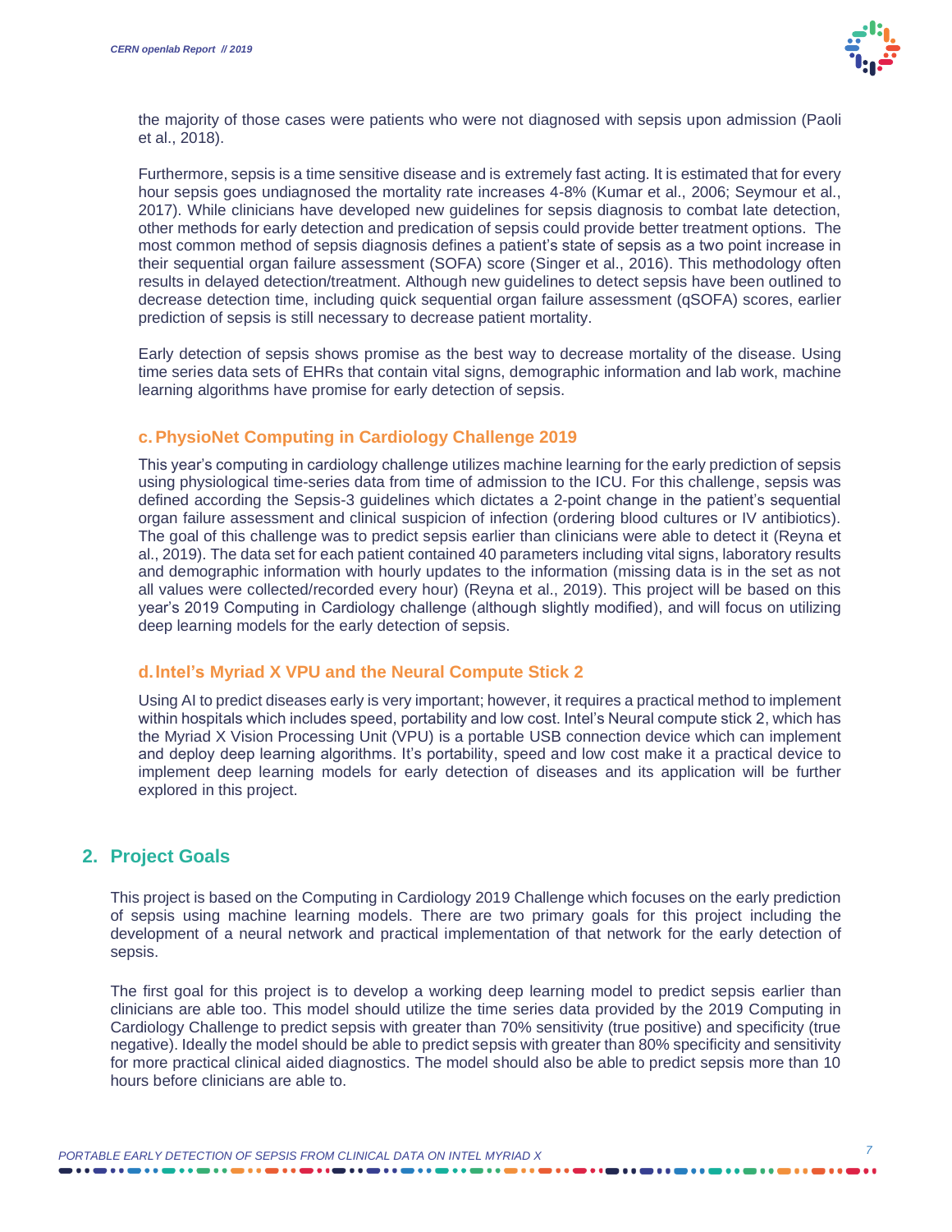the majority of those cases were patients who were not diagnosed with sepsis upon admission (Paoli et al., 2018).

Furthermore, sepsis is a time sensitive disease and is extremely fast acting. It is estimated that for every hour sepsis goes undiagnosed the mortality rate increases 4-8% (Kumar et al., 2006; Seymour et al., 2017). While clinicians have developed new guidelines for sepsis diagnosis to combat late detection, other methods for early detection and predication of sepsis could provide better treatment options. The most common method of sepsis diagnosis defines a patient's state of sepsis as a two point increase in their sequential organ failure assessment (SOFA) score (Singer et al., 2016). This methodology often results in delayed detection/treatment. Although new guidelines to detect sepsis have been outlined to decrease detection time, including quick sequential organ failure assessment (qSOFA) scores, earlier prediction of sepsis is still necessary to decrease patient mortality.

Early detection of sepsis shows promise as the best way to decrease mortality of the disease. Using time series data sets of EHRs that contain vital signs, demographic information and lab work, machine learning algorithms have promise for early detection of sepsis.

### c. PhysioNet Computing in Cardiology Challenge 2019

This year's computing in cardiology challenge utilizes machine learning for the early prediction of sepsis using physiological time-series data from time of admission to the ICU. For this challenge, sepsis was defined according the Sepsis-3 guidelines which dictates a 2-point change in the patient's sequential organ failure assessment and clinical suspicion of infection (ordering blood cultures or IV antibiotics). The goal of this challenge was to predict sepsis earlier than clinicians were able to detect it (Reyna et al., 2019). The data set for each patient contained 40 parameters including vital signs, laboratory results and demographic information with hourly updates to the information (missing data is in the set as not all values were collected/recorded every hour) (Reyna et al., 2019). This project will be based on this year's 2019 Computing in Cardiology challenge (although slightly modified), and will focus on utilizing deep learning models for the early detection of sepsis.

### d. Intel's Myriad X VPU and the Neural Compute Stick 2

Using AI to predict diseases early is very important; however, it requires a practical method to implement within hospitals which includes speed, portability and low cost. Intel's Neural compute stick 2, which has the Myriad X Vision Processing Unit (VPU) is a portable USB connection device which can implement and deploy deep learning algorithms. It's portability, speed and low cost make it a practical device to implement deep learning models for early detection of diseases and its application will be further explored in this project.

## 2. Project Goals

This project is based on the Computing in Cardiology 2019 Challenge which focuses on the early prediction of sepsis using machine learning models. There are two primary goals for this project including the development of a neural network and practical implementation of that network for the early detection of sepsis.

The first goal for this project is to develop a working deep learning model to predict sepsis earlier than clinicians are able too. This model should utilize the time series data provided by the 2019 Computing in Cardiology Challenge to predict sepsis with greater than 70% sensitivity (true positive) and specificity (true negative). Ideally the model should be able to predict sepsis with greater than 80% specificity and sensitivity for more practical clinical aided diagnostics. The model should also be able to predict sepsis more than 10 hours before clinicians are able to.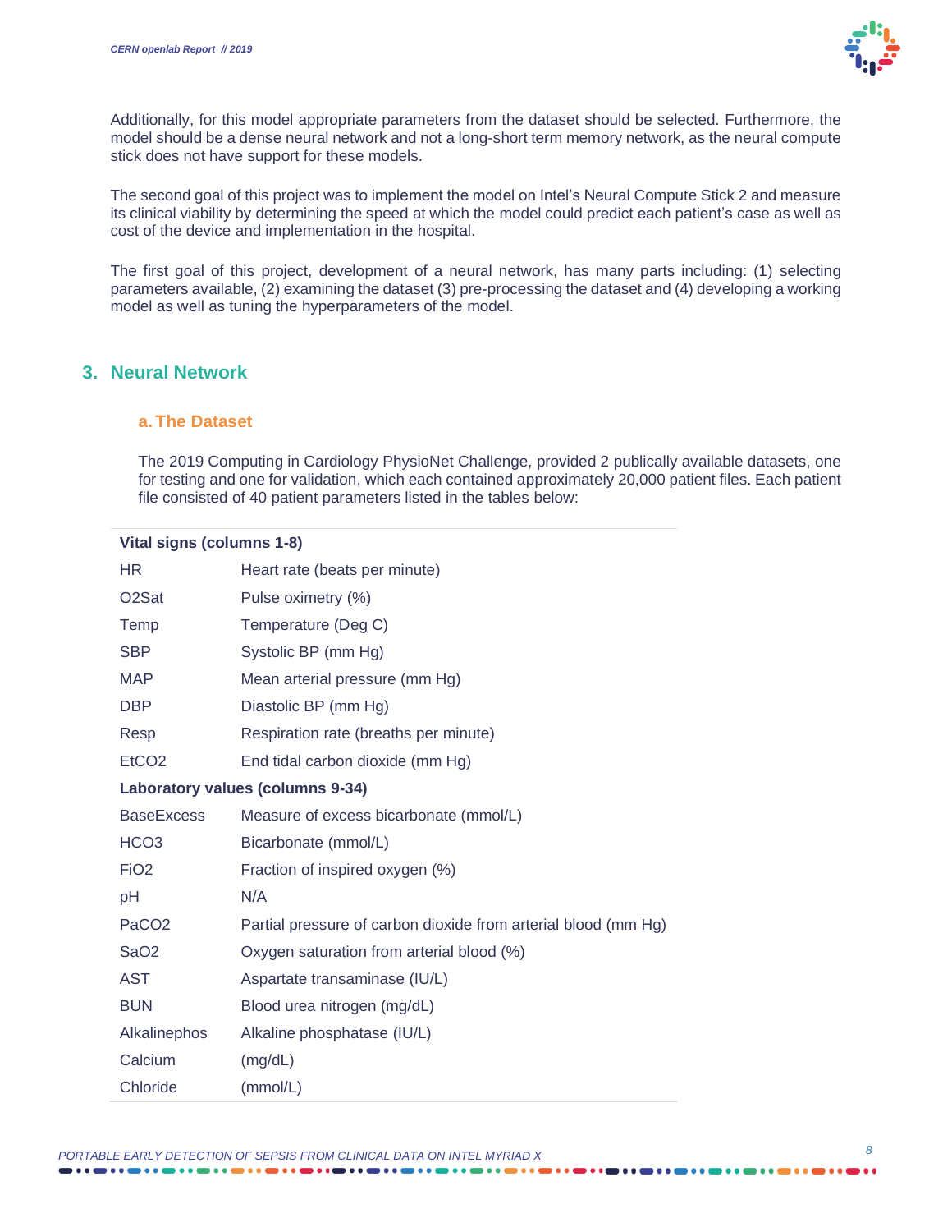Additionally, for this model appropriate parameters from the dataset should be selected. Furthermore, the model should be a dense neural network and not a long-short term memory network, as the neural compute stick does not have support for these models.

The second goal of this project was to implement the model on Intel's Neural Compute Stick 2 and measure its clinical viability by determining the speed at which the model could predict each patient's case as well as cost of the device and implementation in the hospital.

The first goal of this project, development of a neural network, has many parts including: (1) selecting parameters available, (2) examining the dataset (3) pre-processing the dataset and (4) developing a working model as well as tuning the hyperparameters of the model.

## 3. Neural Network

### a. The Dataset

The 2019 Computing in Cardiology PhysioNet Challenge, provided 2 publically available datasets, one for testing and one for validation, which each contained approximately 20,000 patient files. Each patient file consisted of 40 patient parameters listed in the tables below:

| **Vital signs (columns 1-8)** | |
|---|---|
| HR | Heart rate (beats per minute) |
| O2Sat | Pulse oximetry (%) |
| Temp | Temperature (Deg C) |
| SBP | Systolic BP (mm Hg) |
| MAP | Mean arterial pressure (mm Hg) |
| DBP | Diastolic BP (mm Hg) |
| Resp | Respiration rate (breaths per minute) |
| EtCO2 | End tidal carbon dioxide (mm Hg) |
| **Laboratory values (columns 9-34)** | |
| BaseExcess | Measure of excess bicarbonate (mmol/L) |
| HCO3 | Bicarbonate (mmol/L) |
| FiO2 | Fraction of inspired oxygen (%) |
| pH | N/A |
| PaCO2 | Partial pressure of carbon dioxide from arterial blood (mm Hg) |
| SaO2 | Oxygen saturation from arterial blood (%) |
| AST | Aspartate transaminase (IU/L) |
| BUN | Blood urea nitrogen (mg/dL) |
| Alkalinephos | Alkaline phosphatase (IU/L) |
| Calcium | (mg/dL) |
| Chloride | (mmol/L) |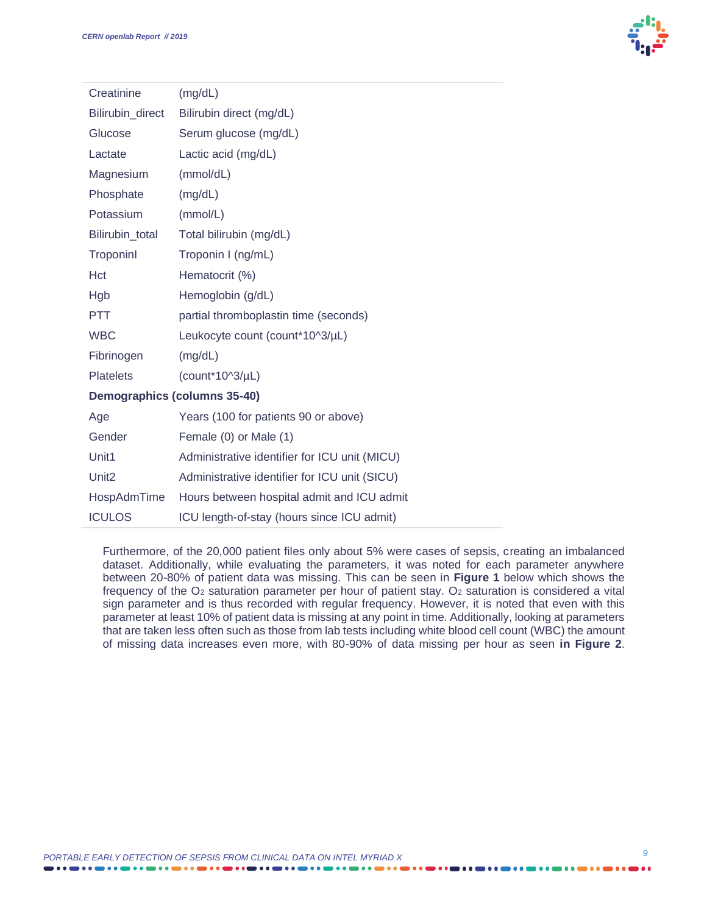| | |
|---|---|
| Creatinine | (mg/dL) |
| Bilirubin_direct | Bilirubin direct (mg/dL) |
| Glucose | Serum glucose (mg/dL) |
| Lactate | Lactic acid (mg/dL) |
| Magnesium | (mmol/dL) |
| Phosphate | (mg/dL) |
| Potassium | (mmol/L) |
| Bilirubin_total | Total bilirubin (mg/dL) |
| TroponinI | Troponin I (ng/mL) |
| Hct | Hematocrit (%) |
| Hgb | Hemoglobin (g/dL) |
| PTT | partial thromboplastin time (seconds) |
| WBC | Leukocyte count (count*10^3/µL) |
| Fibrinogen | (mg/dL) |
| Platelets | (count*10^3/µL) |
| **Demographics (columns 35-40)** | |
| Age | Years (100 for patients 90 or above) |
| Gender | Female (0) or Male (1) |
| Unit1 | Administrative identifier for ICU unit (MICU) |
| Unit2 | Administrative identifier for ICU unit (SICU) |
| HospAdmTime | Hours between hospital admit and ICU admit |
| ICULOS | ICU length-of-stay (hours since ICU admit) |

Furthermore, of the 20,000 patient files only about 5% were cases of sepsis, creating an imbalanced dataset. Additionally, while evaluating the parameters, it was noted for each parameter anywhere between 20-80% of patient data was missing. This can be seen in **Figure 1** below which shows the frequency of the $O_2$ saturation parameter per hour of patient stay. $O_2$ saturation is considered a vital sign parameter and is thus recorded with regular frequency. However, it is noted that even with this parameter at least 10% of patient data is missing at any point in time. Additionally, looking at parameters that are taken less often such as those from lab tests including white blood cell count (WBC) the amount of missing data increases even more, with 80-90% of data missing per hour as seen **in Figure 2**.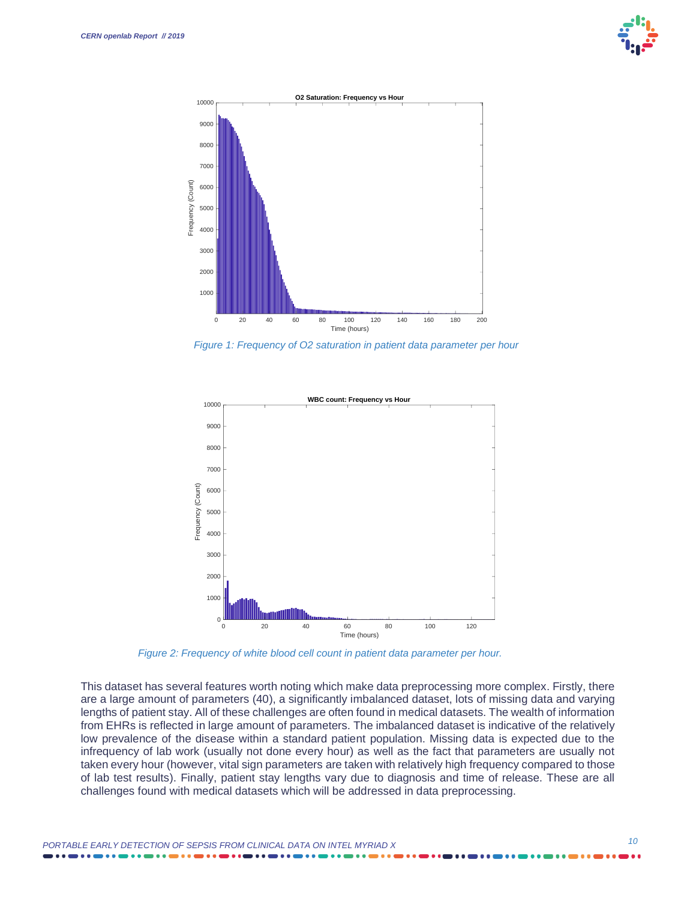Figure 1: Frequency of O2 saturation in patient data parameter per hour

Figure 2: Frequency of white blood cell count in patient data parameter per hour.

This dataset has several features worth noting which make data preprocessing more complex. Firstly, there are a large amount of parameters (40), a significantly imbalanced dataset, lots of missing data and varying lengths of patient stay. All of these challenges are often found in medical datasets. The wealth of information from EHRs is reflected in large amount of parameters. The imbalanced dataset is indicative of the relatively low prevalence of the disease within a standard patient population. Missing data is expected due to the infrequency of lab work (usually not done every hour) as well as the fact that parameters are usually not taken every hour (however, vital sign parameters are taken with relatively high frequency compared to those of lab test results). Finally, patient stay lengths vary due to diagnosis and time of release. These are all challenges found with medical datasets which will be addressed in data preprocessing.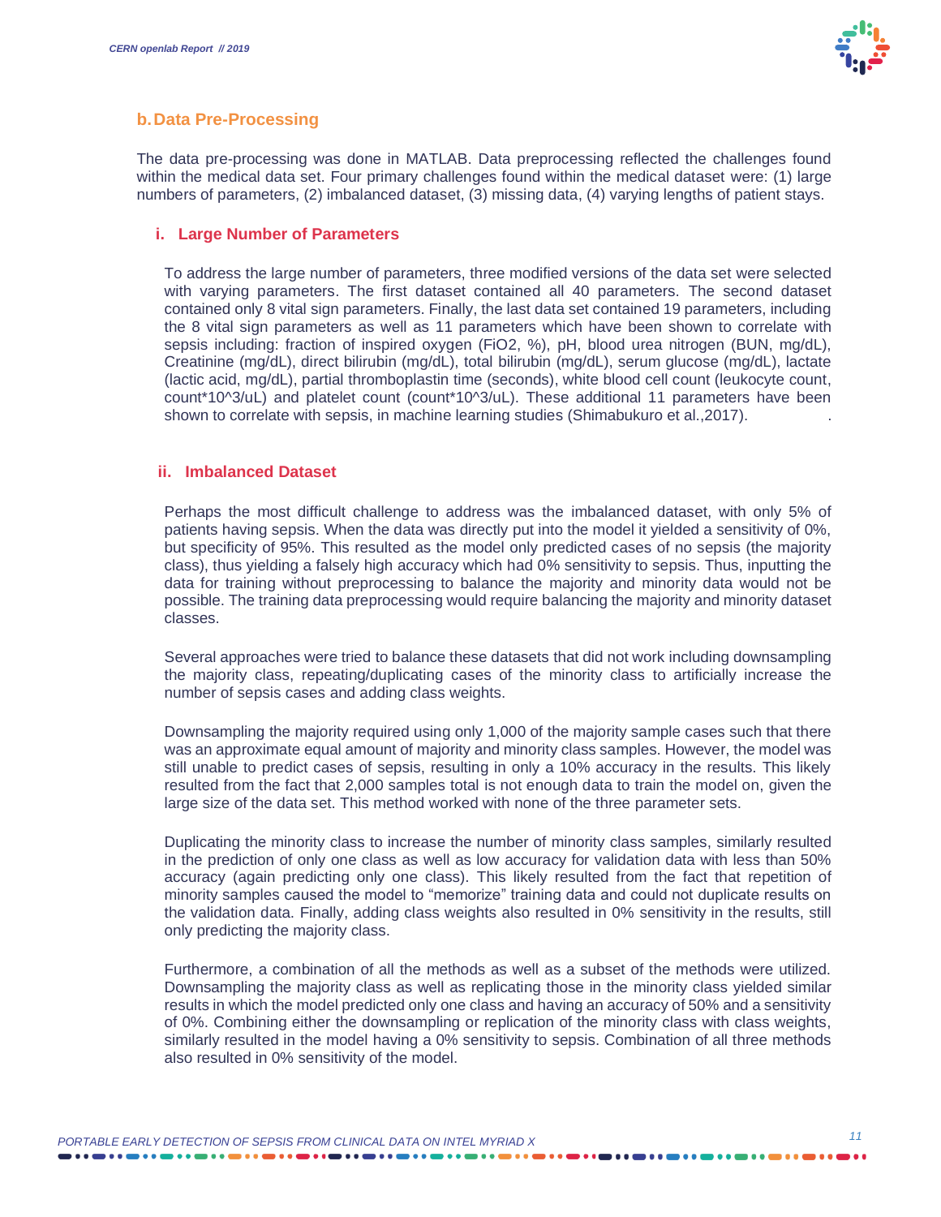## b. Data Pre-Processing

The data pre-processing was done in MATLAB. Data preprocessing reflected the challenges found within the medical data set. Four primary challenges found within the medical dataset were: (1) large numbers of parameters, (2) imbalanced dataset, (3) missing data, (4) varying lengths of patient stays.

### i. Large Number of Parameters

To address the large number of parameters, three modified versions of the data set were selected with varying parameters. The first dataset contained all 40 parameters. The second dataset contained only 8 vital sign parameters. Finally, the last data set contained 19 parameters, including the 8 vital sign parameters as well as 11 parameters which have been shown to correlate with sepsis including: fraction of inspired oxygen (FiO2, %), pH, blood urea nitrogen (BUN, mg/dL), Creatinine (mg/dL), direct bilirubin (mg/dL), total bilirubin (mg/dL), serum glucose (mg/dL), lactate (lactic acid, mg/dL), partial thromboplastin time (seconds), white blood cell count (leukocyte count, count*10^3/uL) and platelet count (count*10^3/uL). These additional 11 parameters have been shown to correlate with sepsis, in machine learning studies (Shimabukuro et al.,2017).

### ii. Imbalanced Dataset

Perhaps the most difficult challenge to address was the imbalanced dataset, with only 5% of patients having sepsis. When the data was directly put into the model it yielded a sensitivity of 0%, but specificity of 95%. This resulted as the model only predicted cases of no sepsis (the majority class), thus yielding a falsely high accuracy which had 0% sensitivity to sepsis. Thus, inputting the data for training without preprocessing to balance the majority and minority data would not be possible. The training data preprocessing would require balancing the majority and minority dataset classes.

Several approaches were tried to balance these datasets that did not work including downsampling the majority class, repeating/duplicating cases of the minority class to artificially increase the number of sepsis cases and adding class weights.

Downsampling the majority required using only 1,000 of the majority sample cases such that there was an approximate equal amount of majority and minority class samples. However, the model was still unable to predict cases of sepsis, resulting in only a 10% accuracy in the results. This likely resulted from the fact that 2,000 samples total is not enough data to train the model on, given the large size of the data set. This method worked with none of the three parameter sets.

Duplicating the minority class to increase the number of minority class samples, similarly resulted in the prediction of only one class as well as low accuracy for validation data with less than 50% accuracy (again predicting only one class). This likely resulted from the fact that repetition of minority samples caused the model to “memorize” training data and could not duplicate results on the validation data. Finally, adding class weights also resulted in 0% sensitivity in the results, still only predicting the majority class.

Furthermore, a combination of all the methods as well as a subset of the methods were utilized. Downsampling the majority class as well as replicating those in the minority class yielded similar results in which the model predicted only one class and having an accuracy of 50% and a sensitivity of 0%. Combining either the downsampling or replication of the minority class with class weights, similarly resulted in the model having a 0% sensitivity to sepsis. Combination of all three methods also resulted in 0% sensitivity of the model.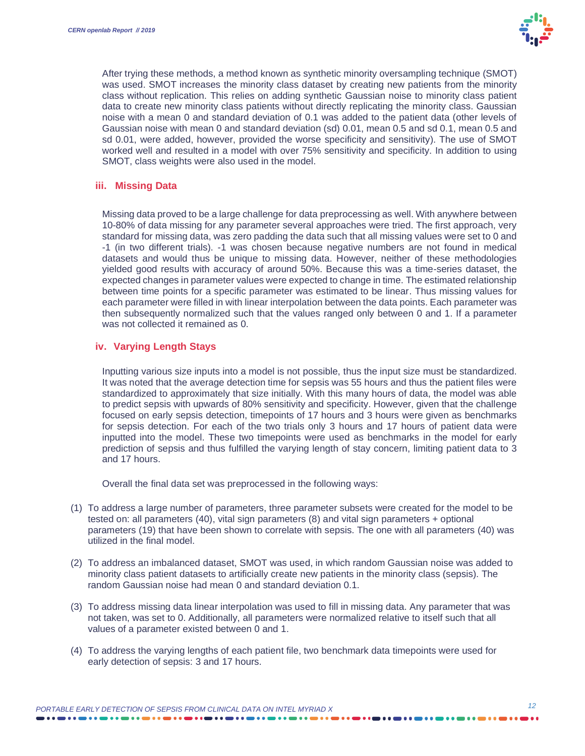After trying these methods, a method known as synthetic minority oversampling technique (SMOT) was used. SMOT increases the minority class dataset by creating new patients from the minority class without replication. This relies on adding synthetic Gaussian noise to minority class patient data to create new minority class patients without directly replicating the minority class. Gaussian noise with a mean 0 and standard deviation of 0.1 was added to the patient data (other levels of Gaussian noise with mean 0 and standard deviation (sd) 0.01, mean 0.5 and sd 0.1, mean 0.5 and sd 0.01, were added, however, provided the worse specificity and sensitivity). The use of SMOT worked well and resulted in a model with over 75% sensitivity and specificity. In addition to using SMOT, class weights were also used in the model.

### iii. Missing Data

Missing data proved to be a large challenge for data preprocessing as well. With anywhere between 10-80% of data missing for any parameter several approaches were tried. The first approach, very standard for missing data, was zero padding the data such that all missing values were set to 0 and -1 (in two different trials). -1 was chosen because negative numbers are not found in medical datasets and would thus be unique to missing data. However, neither of these methodologies yielded good results with accuracy of around 50%. Because this was a time-series dataset, the expected changes in parameter values were expected to change in time. The estimated relationship between time points for a specific parameter was estimated to be linear. Thus missing values for each parameter were filled in with linear interpolation between the data points. Each parameter was then subsequently normalized such that the values ranged only between 0 and 1. If a parameter was not collected it remained as 0.

### iv. Varying Length Stays

Inputting various size inputs into a model is not possible, thus the input size must be standardized. It was noted that the average detection time for sepsis was 55 hours and thus the patient files were standardized to approximately that size initially. With this many hours of data, the model was able to predict sepsis with upwards of 80% sensitivity and specificity. However, given that the challenge focused on early sepsis detection, timepoints of 17 hours and 3 hours were given as benchmarks for sepsis detection. For each of the two trials only 3 hours and 17 hours of patient data were inputted into the model. These two timepoints were used as benchmarks in the model for early prediction of sepsis and thus fulfilled the varying length of stay concern, limiting patient data to 3 and 17 hours.

Overall the final data set was preprocessed in the following ways:

(1) To address a large number of parameters, three parameter subsets were created for the model to be tested on: all parameters (40), vital sign parameters (8) and vital sign parameters + optional parameters (19) that have been shown to correlate with sepsis. The one with all parameters (40) was utilized in the final model.

(2) To address an imbalanced dataset, SMOT was used, in which random Gaussian noise was added to minority class patient datasets to artificially create new patients in the minority class (sepsis). The random Gaussian noise had mean 0 and standard deviation 0.1.

(3) To address missing data linear interpolation was used to fill in missing data. Any parameter that was not taken, was set to 0. Additionally, all parameters were normalized relative to itself such that all values of a parameter existed between 0 and 1.

(4) To address the varying lengths of each patient file, two benchmark data timepoints were used for early detection of sepsis: 3 and 17 hours.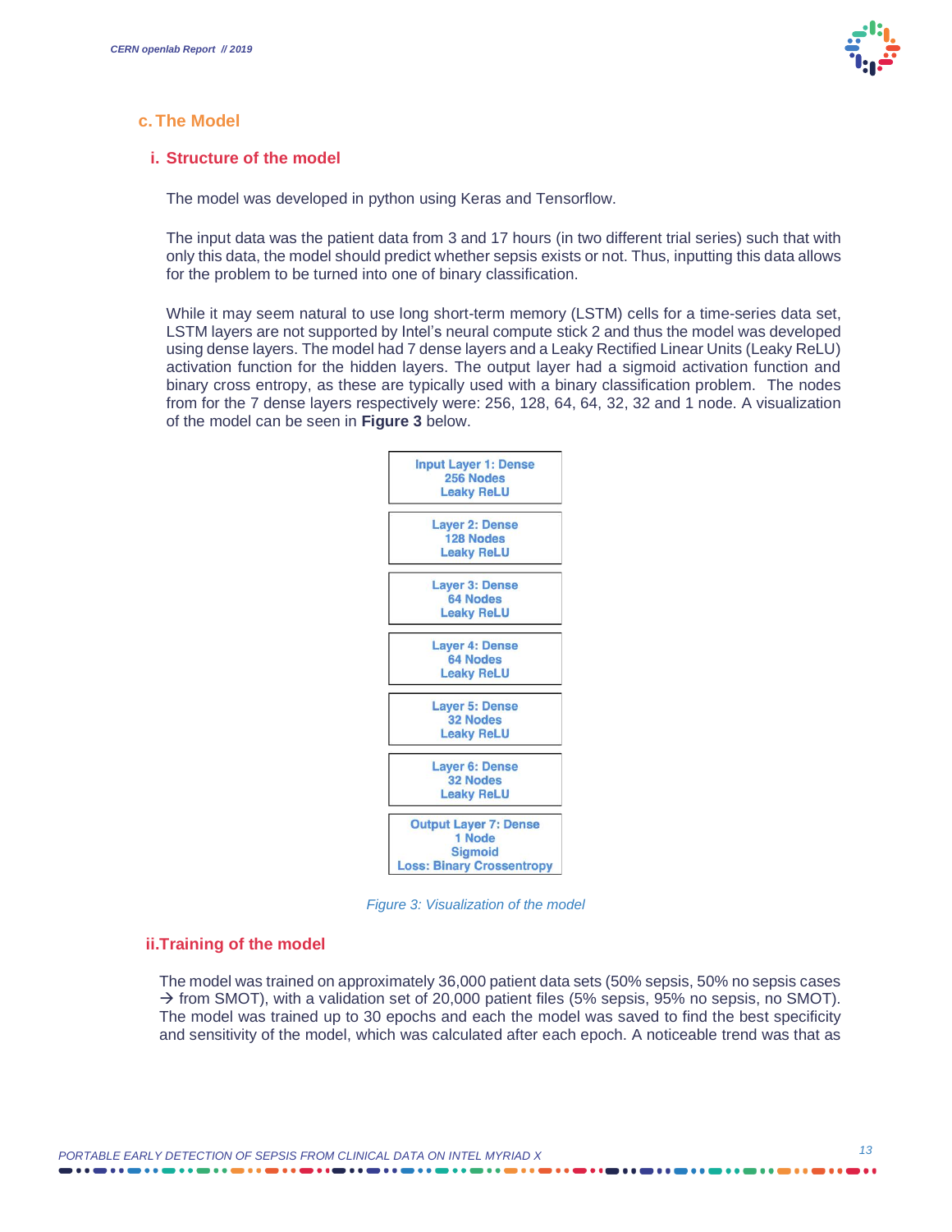## c. The Model

### i. Structure of the model

The model was developed in python using Keras and Tensorflow.

The input data was the patient data from 3 and 17 hours (in two different trial series) such that with only this data, the model should predict whether sepsis exists or not. Thus, inputting this data allows for the problem to be turned into one of binary classification.

While it may seem natural to use long short-term memory (LSTM) cells for a time-series data set, LSTM layers are not supported by Intel's neural compute stick 2 and thus the model was developed using dense layers. The model had 7 dense layers and a Leaky Rectified Linear Units (Leaky ReLU) activation function for the hidden layers. The output layer had a sigmoid activation function and binary cross entropy, as these are typically used with a binary classification problem. The nodes from for the 7 dense layers respectively were: 256, 128, 64, 64, 32, 32 and 1 node. A visualization of the model can be seen in **Figure 3** below.

Input Layer 1: Dense
256 Nodes
Leaky ReLU

Layer 2: Dense
128 Nodes
Leaky ReLU

Layer 3: Dense
64 Nodes
Leaky ReLU

Layer 4: Dense
64 Nodes
Leaky ReLU

Layer 5: Dense
32 Nodes
Leaky ReLU

Layer 6: Dense
32 Nodes
Leaky ReLU

Output Layer 7: Dense
1 Node
Sigmoid
Loss: Binary Crossentropy

*Figure 3: Visualization of the model*

### ii. Training of the model

The model was trained on approximately 36,000 patient data sets (50% sepsis, 50% no sepsis cases → from SMOT), with a validation set of 20,000 patient files (5% sepsis, 95% no sepsis, no SMOT). The model was trained up to 30 epochs and each the model was saved to find the best specificity and sensitivity of the model, which was calculated after each epoch. A noticeable trend was that as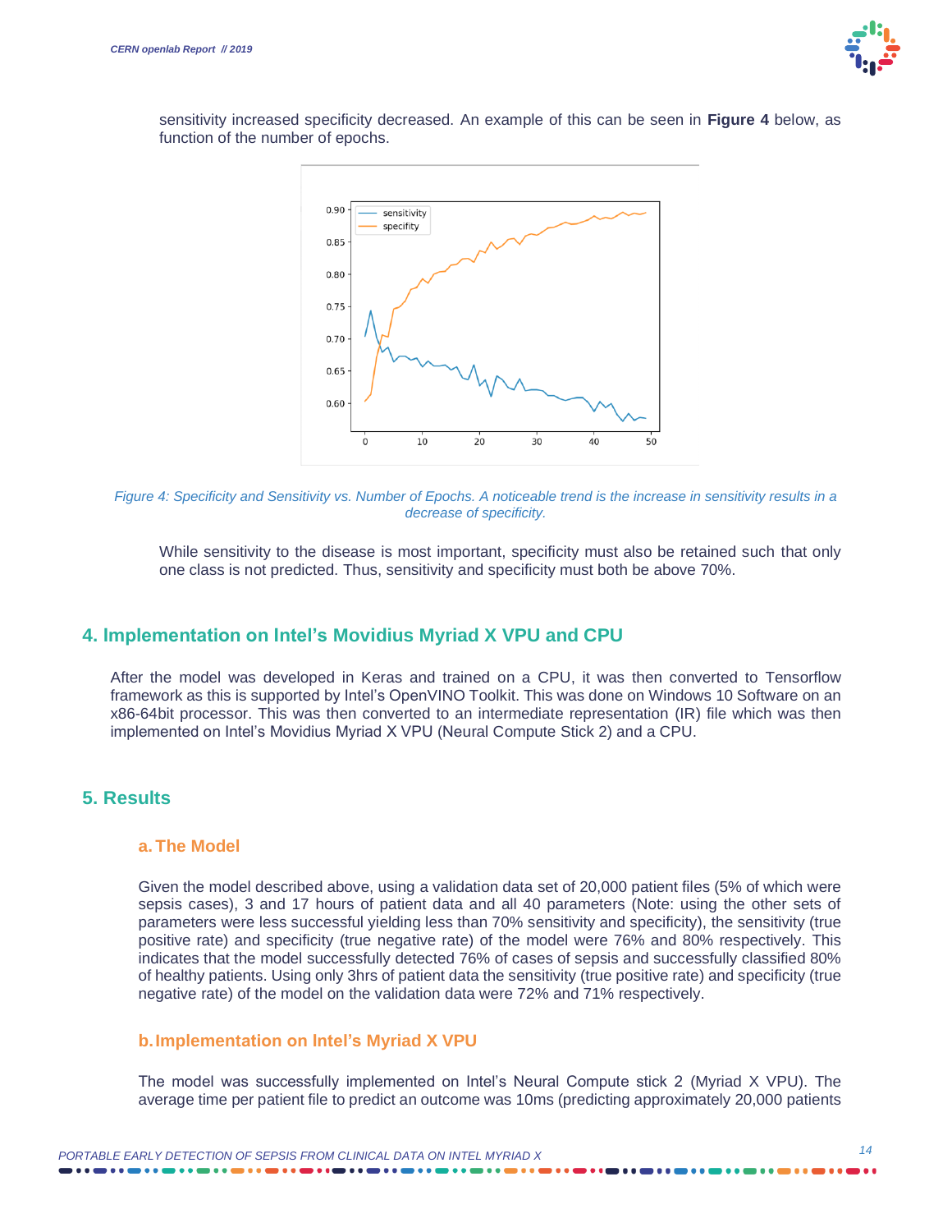sensitivity increased specificity decreased. An example of this can be seen in **Figure 4** below, as function of the number of epochs.

*Figure 4: Specificity and Sensitivity vs. Number of Epochs. A noticeable trend is the increase in sensitivity results in a decrease of specificity.*

While sensitivity to the disease is most important, specificity must also be retained such that only one class is not predicted. Thus, sensitivity and specificity must both be above 70%.

## 4. Implementation on Intel's Movidius Myriad X VPU and CPU

After the model was developed in Keras and trained on a CPU, it was then converted to Tensorflow framework as this is supported by Intel's OpenVINO Toolkit. This was done on Windows 10 Software on an x86-64bit processor. This was then converted to an intermediate representation (IR) file which was then implemented on Intel's Movidius Myriad X VPU (Neural Compute Stick 2) and a CPU.

## 5. Results

### a. The Model

Given the model described above, using a validation data set of 20,000 patient files (5% of which were sepsis cases), 3 and 17 hours of patient data and all 40 parameters (Note: using the other sets of parameters were less successful yielding less than 70% sensitivity and specificity), the sensitivity (true positive rate) and specificity (true negative rate) of the model were 76% and 80% respectively. This indicates that the model successfully detected 76% of cases of sepsis and successfully classified 80% of healthy patients. Using only 3hrs of patient data the sensitivity (true positive rate) and specificity (true negative rate) of the model on the validation data were 72% and 71% respectively.

### b. Implementation on Intel's Myriad X VPU

The model was successfully implemented on Intel's Neural Compute stick 2 (Myriad X VPU). The average time per patient file to predict an outcome was 10ms (predicting approximately 20,000 patients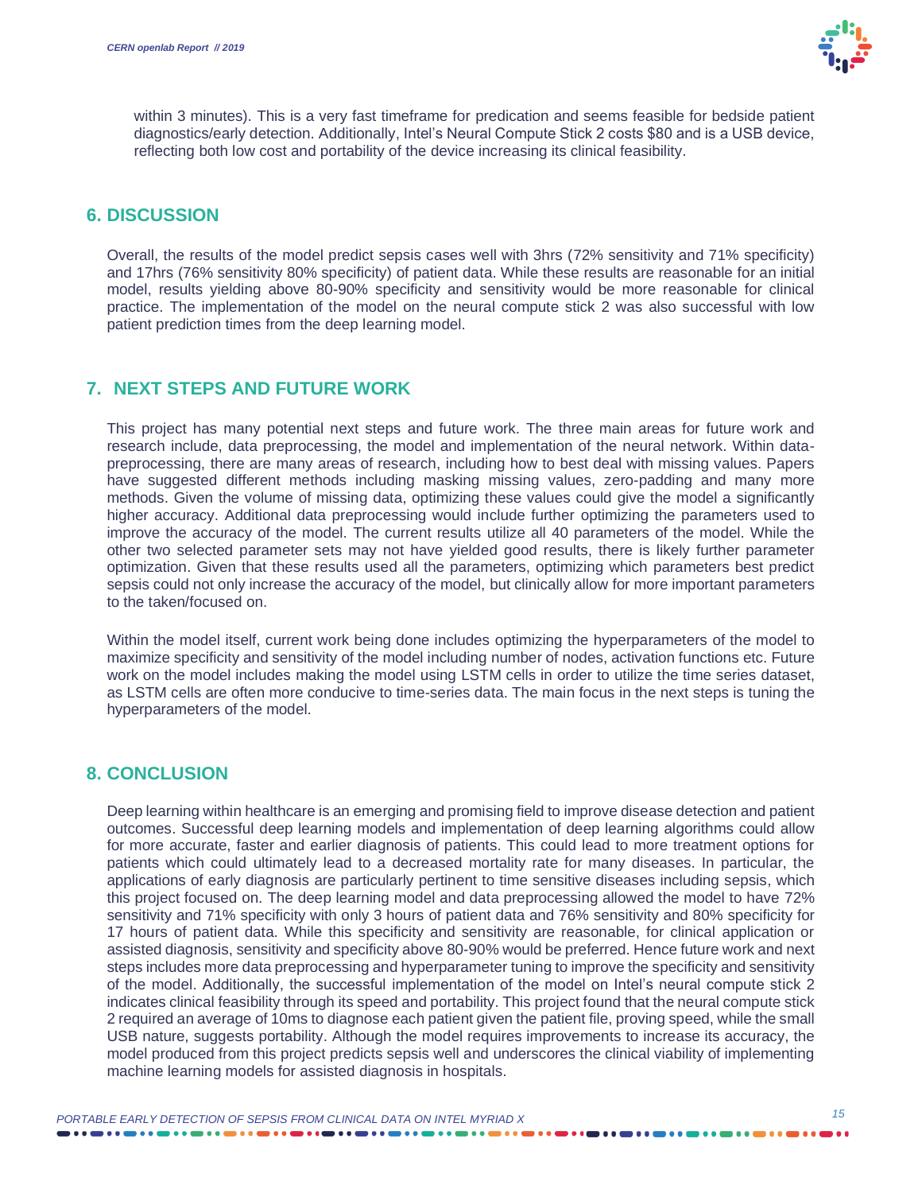within 3 minutes). This is a very fast timeframe for predication and seems feasible for bedside patient diagnostics/early detection. Additionally, Intel's Neural Compute Stick 2 costs $80 and is a USB device, reflecting both low cost and portability of the device increasing its clinical feasibility.

## 6. DISCUSSION

Overall, the results of the model predict sepsis cases well with 3hrs (72% sensitivity and 71% specificity) and 17hrs (76% sensitivity 80% specificity) of patient data. While these results are reasonable for an initial model, results yielding above 80-90% specificity and sensitivity would be more reasonable for clinical practice. The implementation of the model on the neural compute stick 2 was also successful with low patient prediction times from the deep learning model.

## 7. NEXT STEPS AND FUTURE WORK

This project has many potential next steps and future work. The three main areas for future work and research include, data preprocessing, the model and implementation of the neural network. Within data-preprocessing, there are many areas of research, including how to best deal with missing values. Papers have suggested different methods including masking missing values, zero-padding and many more methods. Given the volume of missing data, optimizing these values could give the model a significantly higher accuracy. Additional data preprocessing would include further optimizing the parameters used to improve the accuracy of the model. The current results utilize all 40 parameters of the model. While the other two selected parameter sets may not have yielded good results, there is likely further parameter optimization. Given that these results used all the parameters, optimizing which parameters best predict sepsis could not only increase the accuracy of the model, but clinically allow for more important parameters to the taken/focused on.

Within the model itself, current work being done includes optimizing the hyperparameters of the model to maximize specificity and sensitivity of the model including number of nodes, activation functions etc. Future work on the model includes making the model using LSTM cells in order to utilize the time series dataset, as LSTM cells are often more conducive to time-series data. The main focus in the next steps is tuning the hyperparameters of the model.

## 8. CONCLUSION

Deep learning within healthcare is an emerging and promising field to improve disease detection and patient outcomes. Successful deep learning models and implementation of deep learning algorithms could allow for more accurate, faster and earlier diagnosis of patients. This could lead to more treatment options for patients which could ultimately lead to a decreased mortality rate for many diseases. In particular, the applications of early diagnosis are particularly pertinent to time sensitive diseases including sepsis, which this project focused on. The deep learning model and data preprocessing allowed the model to have 72% sensitivity and 71% specificity with only 3 hours of patient data and 76% sensitivity and 80% specificity for 17 hours of patient data. While this specificity and sensitivity are reasonable, for clinical application or assisted diagnosis, sensitivity and specificity above 80-90% would be preferred. Hence future work and next steps includes more data preprocessing and hyperparameter tuning to improve the specificity and sensitivity of the model. Additionally, the successful implementation of the model on Intel's neural compute stick 2 indicates clinical feasibility through its speed and portability. This project found that the neural compute stick 2 required an average of 10ms to diagnose each patient given the patient file, proving speed, while the small USB nature, suggests portability. Although the model requires improvements to increase its accuracy, the model produced from this project predicts sepsis well and underscores the clinical viability of implementing machine learning models for assisted diagnosis in hospitals.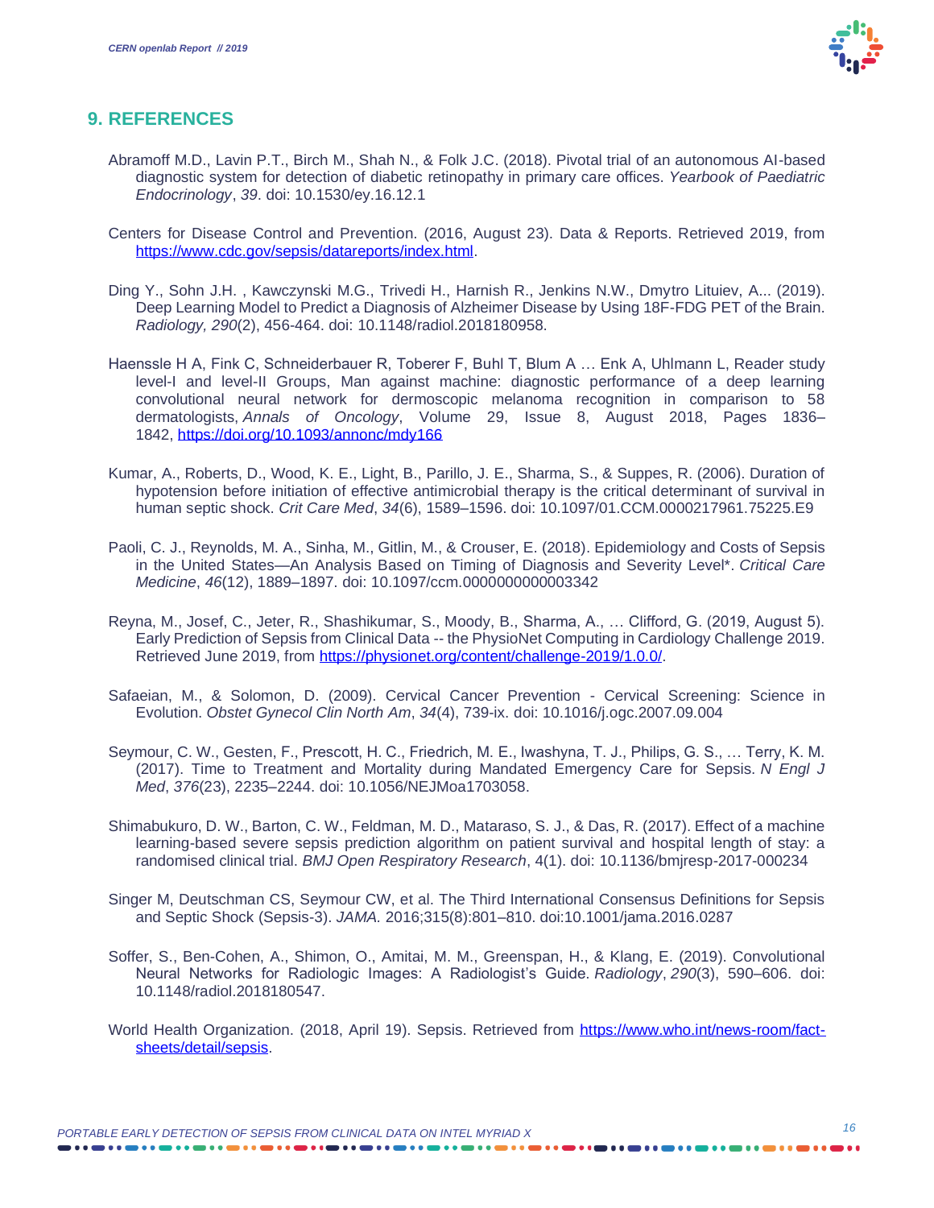## 9. REFERENCES

Abramoff M.D., Lavin P.T., Birch M., Shah N., & Folk J.C. (2018). Pivotal trial of an autonomous AI-based diagnostic system for detection of diabetic retinopathy in primary care offices. *Yearbook of Paediatric Endocrinology*, *39*. doi: 10.1530/ey.16.12.1

Centers for Disease Control and Prevention. (2016, August 23). Data & Reports. Retrieved 2019, from https://www.cdc.gov/sepsis/datareports/index.html.

Ding Y., Sohn J.H. , Kawczynski M.G., Trivedi H., Harnish R., Jenkins N.W., Dmytro Lituiev, A... (2019). Deep Learning Model to Predict a Diagnosis of Alzheimer Disease by Using 18F-FDG PET of the Brain. *Radiology, 290*(2), 456-464. doi: 10.1148/radiol.2018180958.

Haenssle H A, Fink C, Schneiderbauer R, Toberer F, Buhl T, Blum A … Enk A, Uhlmann L, Reader study level-I and level-II Groups, Man against machine: diagnostic performance of a deep learning convolutional neural network for dermoscopic melanoma recognition in comparison to 58 dermatologists, *Annals of Oncology*, Volume 29, Issue 8, August 2018, Pages 1836–1842, https://doi.org/10.1093/annonc/mdy166

Kumar, A., Roberts, D., Wood, K. E., Light, B., Parillo, J. E., Sharma, S., & Suppes, R. (2006). Duration of hypotension before initiation of effective antimicrobial therapy is the critical determinant of survival in human septic shock. *Crit Care Med*, *34*(6), 1589–1596. doi: 10.1097/01.CCM.0000217961.75225.E9

Paoli, C. J., Reynolds, M. A., Sinha, M., Gitlin, M., & Crouser, E. (2018). Epidemiology and Costs of Sepsis in the United States—An Analysis Based on Timing of Diagnosis and Severity Level*. *Critical Care Medicine*, *46*(12), 1889–1897. doi: 10.1097/ccm.0000000000003342

Reyna, M., Josef, C., Jeter, R., Shashikumar, S., Moody, B., Sharma, A., … Clifford, G. (2019, August 5). Early Prediction of Sepsis from Clinical Data -- the PhysioNet Computing in Cardiology Challenge 2019. Retrieved June 2019, from https://physionet.org/content/challenge-2019/1.0.0/.

Safaeian, M., & Solomon, D. (2009). Cervical Cancer Prevention - Cervical Screening: Science in Evolution. *Obstet Gynecol Clin North Am*, *34*(4), 739-ix. doi: 10.1016/j.ogc.2007.09.004

Seymour, C. W., Gesten, F., Prescott, H. C., Friedrich, M. E., Iwashyna, T. J., Philips, G. S., … Terry, K. M. (2017). Time to Treatment and Mortality during Mandated Emergency Care for Sepsis. *N Engl J Med*, *376*(23), 2235–2244. doi: 10.1056/NEJMoa1703058.

Shimabukuro, D. W., Barton, C. W., Feldman, M. D., Mataraso, S. J., & Das, R. (2017). Effect of a machine learning-based severe sepsis prediction algorithm on patient survival and hospital length of stay: a randomised clinical trial. *BMJ Open Respiratory Research*, 4(1). doi: 10.1136/bmjresp-2017-000234

Singer M, Deutschman CS, Seymour CW, et al. The Third International Consensus Definitions for Sepsis and Septic Shock (Sepsis-3). *JAMA.* 2016;315(8):801–810. doi:10.1001/jama.2016.0287

Soffer, S., Ben-Cohen, A., Shimon, O., Amitai, M. M., Greenspan, H., & Klang, E. (2019). Convolutional Neural Networks for Radiologic Images: A Radiologist's Guide. *Radiology*, *290*(3), 590–606. doi: 10.1148/radiol.2018180547.

World Health Organization. (2018, April 19). Sepsis. Retrieved from https://www.who.int/news-room/fact-sheets/detail/sepsis.